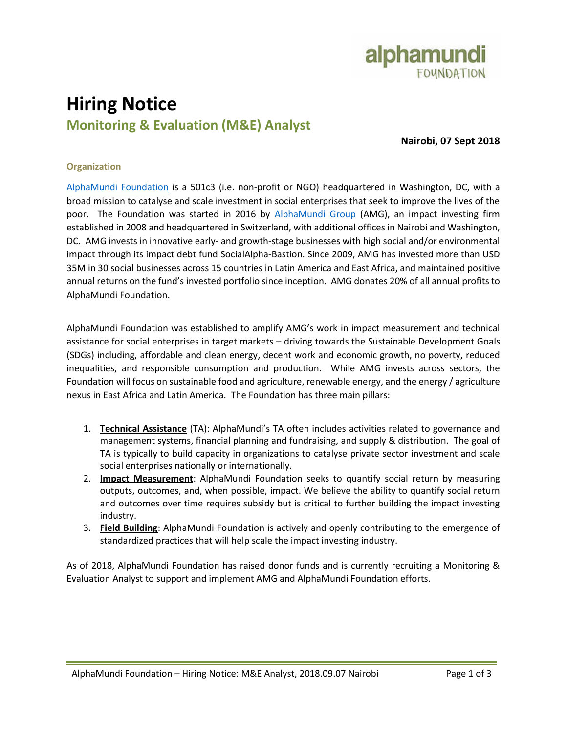# Hiring Notice

## Monitoring & Evaluation (M&E) Analyst

**Nairobi, 07 Sept 2018**

### Organization

AlphaMundi Foundation is a 501c3 (i.e. non-profit or NGO) headquartered in Washington, DC, with a broad mission to catalyse and scale investment in social enterprises that seek to improve the lives of the poor. The Foundation was started in 2016 by AlphaMundi Group (AMG), an impact investing firm established in 2008 and headquartered in Switzerland, with additional offices in Nairobi and Washington, DC. AMG invests in innovative early- and growth-stage businesses with high social and/or environmental impact through its impact debt fund SocialAlpha-Bastion. Since 2009, AMG has invested more than USD 35M in 30 social businesses across 15 countries in Latin America and East Africa, and maintained positive annual returns on the fund's invested portfolio since inception. AMG donates 20% of all annual profits to AlphaMundi Foundation.

AlphaMundi Foundation was established to amplify AMG's work in impact measurement and technical assistance for social enterprises in target markets – driving towards the Sustainable Development Goals (SDGs) including, affordable and clean energy, decent work and economic growth, no poverty, reduced inequalities, and responsible consumption and production. While AMG invests across sectors, the Foundation will focus on sustainable food and agriculture, renewable energy, and the energy / agriculture nexus in East Africa and Latin America. The Foundation has three main pillars:

1. **Technical Assistance** (TA): AlphaMundi's TA often includes activities related to governance and management systems, financial planning and fundraising, and supply & distribution. The goal of TA is typically to build capacity in organizations to catalyse private sector investment and scale social enterprises nationally or internationally.
2. **Impact Measurement**: AlphaMundi Foundation seeks to quantify social return by measuring outputs, outcomes, and, when possible, impact. We believe the ability to quantify social return and outcomes over time requires subsidy but is critical to further building the impact investing industry.
3. **Field Building**: AlphaMundi Foundation is actively and openly contributing to the emergence of standardized practices that will help scale the impact investing industry.

As of 2018, AlphaMundi Foundation has raised donor funds and is currently recruiting a Monitoring & Evaluation Analyst to support and implement AMG and AlphaMundi Foundation efforts.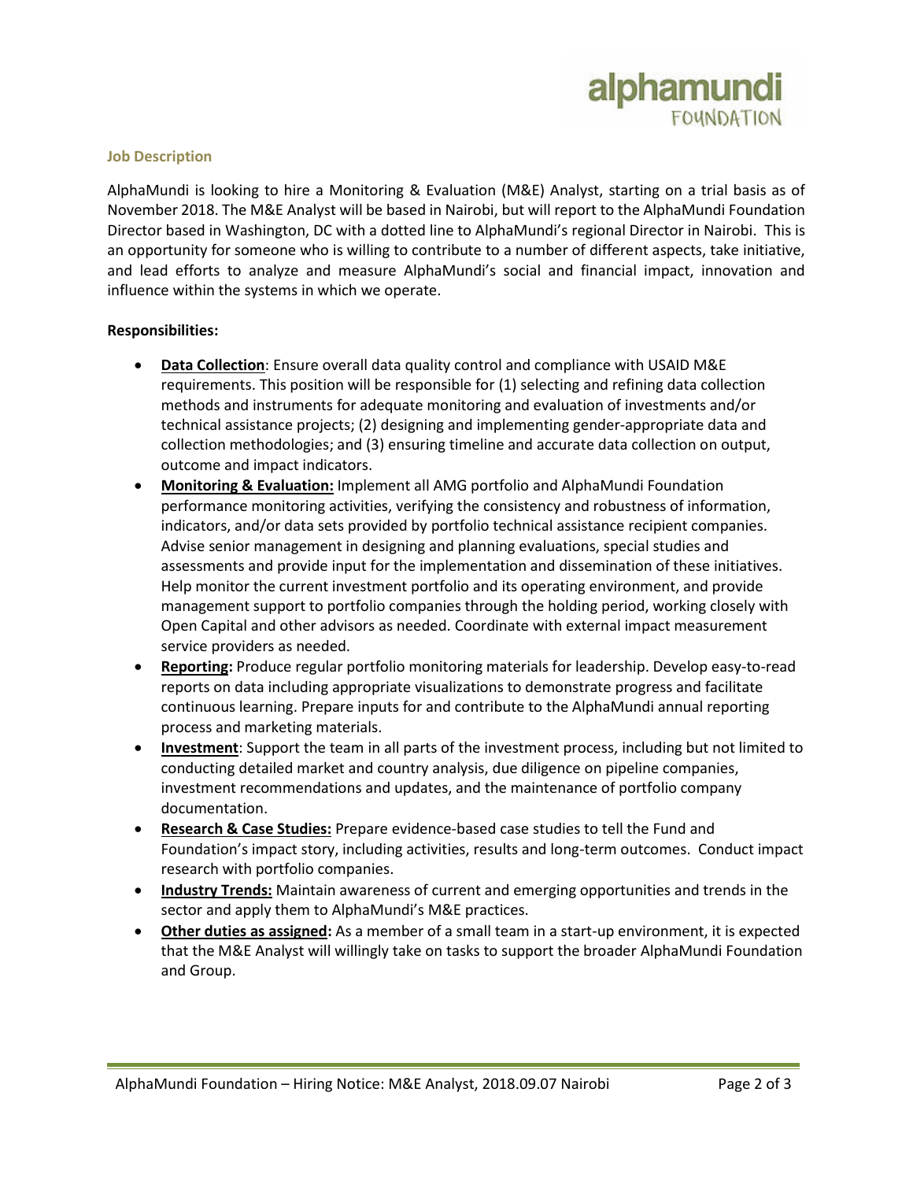### Job Description

AlphaMundi is looking to hire a Monitoring & Evaluation (M&E) Analyst, starting on a trial basis as of November 2018. The M&E Analyst will be based in Nairobi, but will report to the AlphaMundi Foundation Director based in Washington, DC with a dotted line to AlphaMundi's regional Director in Nairobi. This is an opportunity for someone who is willing to contribute to a number of different aspects, take initiative, and lead efforts to analyze and measure AlphaMundi's social and financial impact, innovation and influence within the systems in which we operate.

**Responsibilities:**

- **Data Collection**: Ensure overall data quality control and compliance with USAID M&E requirements. This position will be responsible for (1) selecting and refining data collection methods and instruments for adequate monitoring and evaluation of investments and/or technical assistance projects; (2) designing and implementing gender-appropriate data and collection methodologies; and (3) ensuring timeline and accurate data collection on output, outcome and impact indicators.
- **Monitoring & Evaluation:** Implement all AMG portfolio and AlphaMundi Foundation performance monitoring activities, verifying the consistency and robustness of information, indicators, and/or data sets provided by portfolio technical assistance recipient companies. Advise senior management in designing and planning evaluations, special studies and assessments and provide input for the implementation and dissemination of these initiatives. Help monitor the current investment portfolio and its operating environment, and provide management support to portfolio companies through the holding period, working closely with Open Capital and other advisors as needed. Coordinate with external impact measurement service providers as needed.
- **Reporting:** Produce regular portfolio monitoring materials for leadership. Develop easy-to-read reports on data including appropriate visualizations to demonstrate progress and facilitate continuous learning. Prepare inputs for and contribute to the AlphaMundi annual reporting process and marketing materials.
- **Investment**: Support the team in all parts of the investment process, including but not limited to conducting detailed market and country analysis, due diligence on pipeline companies, investment recommendations and updates, and the maintenance of portfolio company documentation.
- **Research & Case Studies:** Prepare evidence-based case studies to tell the Fund and Foundation's impact story, including activities, results and long-term outcomes. Conduct impact research with portfolio companies.
- **Industry Trends:** Maintain awareness of current and emerging opportunities and trends in the sector and apply them to AlphaMundi's M&E practices.
- **Other duties as assigned:** As a member of a small team in a start-up environment, it is expected that the M&E Analyst will willingly take on tasks to support the broader AlphaMundi Foundation and Group.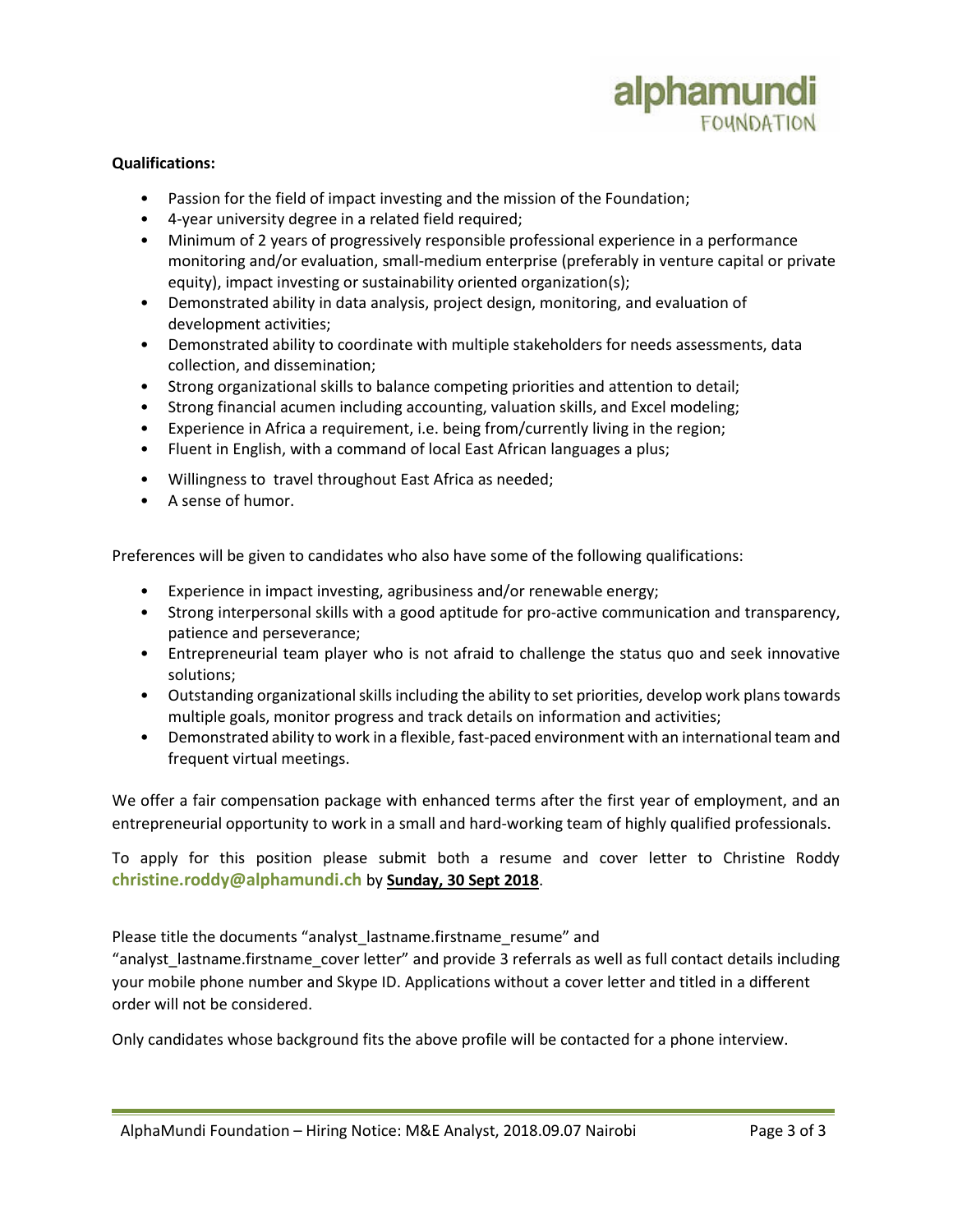**Qualifications:**

- Passion for the field of impact investing and the mission of the Foundation;
- 4-year university degree in a related field required;
- Minimum of 2 years of progressively responsible professional experience in a performance monitoring and/or evaluation, small-medium enterprise (preferably in venture capital or private equity), impact investing or sustainability oriented organization(s);
- Demonstrated ability in data analysis, project design, monitoring, and evaluation of development activities;
- Demonstrated ability to coordinate with multiple stakeholders for needs assessments, data collection, and dissemination;
- Strong organizational skills to balance competing priorities and attention to detail;
- Strong financial acumen including accounting, valuation skills, and Excel modeling;
- Experience in Africa a requirement, i.e. being from/currently living in the region;
- Fluent in English, with a command of local East African languages a plus;
- Willingness to travel throughout East Africa as needed;
- A sense of humor.

Preferences will be given to candidates who also have some of the following qualifications:

- Experience in impact investing, agribusiness and/or renewable energy;
- Strong interpersonal skills with a good aptitude for pro-active communication and transparency, patience and perseverance;
- Entrepreneurial team player who is not afraid to challenge the status quo and seek innovative solutions;
- Outstanding organizational skills including the ability to set priorities, develop work plans towards multiple goals, monitor progress and track details on information and activities;
- Demonstrated ability to work in a flexible, fast-paced environment with an international team and frequent virtual meetings.

We offer a fair compensation package with enhanced terms after the first year of employment, and an entrepreneurial opportunity to work in a small and hard-working team of highly qualified professionals.

To apply for this position please submit both a resume and cover letter to Christine Roddy **christine.roddy@alphamundi.ch** by **Sunday, 30 Sept 2018**.

Please title the documents "analyst_lastname.firstname_resume" and "analyst_lastname.firstname_cover letter" and provide 3 referrals as well as full contact details including your mobile phone number and Skype ID. Applications without a cover letter and titled in a different order will not be considered.

Only candidates whose background fits the above profile will be contacted for a phone interview.